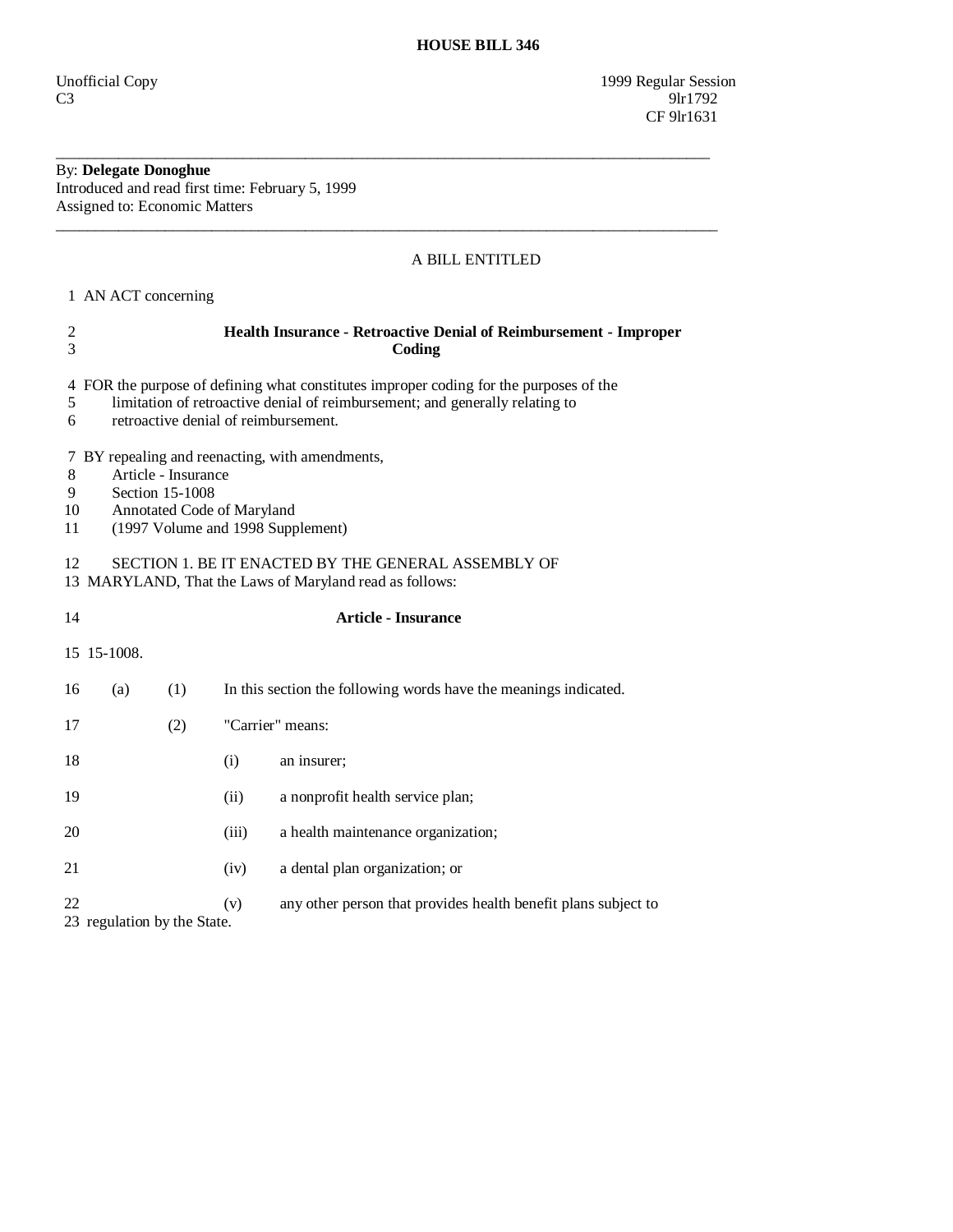# HOUSE BILL 346

Unofficial Copy
C3

1999 Regular Session
9lr1792
CF 9lr1631

---

By: **Delegate Donoghue**
Introduced and read first time: February 5, 1999
Assigned to: Economic Matters

---

A BILL ENTITLED

1 AN ACT concerning

2 **Health Insurance - Retroactive Denial of Reimbursement - Improper**
3 **Coding**

4 FOR the purpose of defining what constitutes improper coding for the purposes of the
5 limitation of retroactive denial of reimbursement; and generally relating to
6 retroactive denial of reimbursement.

7 BY repealing and reenacting, with amendments,
8 Article - Insurance
9 Section 15-1008
10 Annotated Code of Maryland
11 (1997 Volume and 1998 Supplement)

12 SECTION 1. BE IT ENACTED BY THE GENERAL ASSEMBLY OF
13 MARYLAND, That the Laws of Maryland read as follows:

14 **Article - Insurance**

15 15-1008.

16 (a) (1) In this section the following words have the meanings indicated.

17 (2) "Carrier" means:

18 (i) an insurer;

19 (ii) a nonprofit health service plan;

20 (iii) a health maintenance organization;

21 (iv) a dental plan organization; or

22 (v) any other person that provides health benefit plans subject to
23 regulation by the State.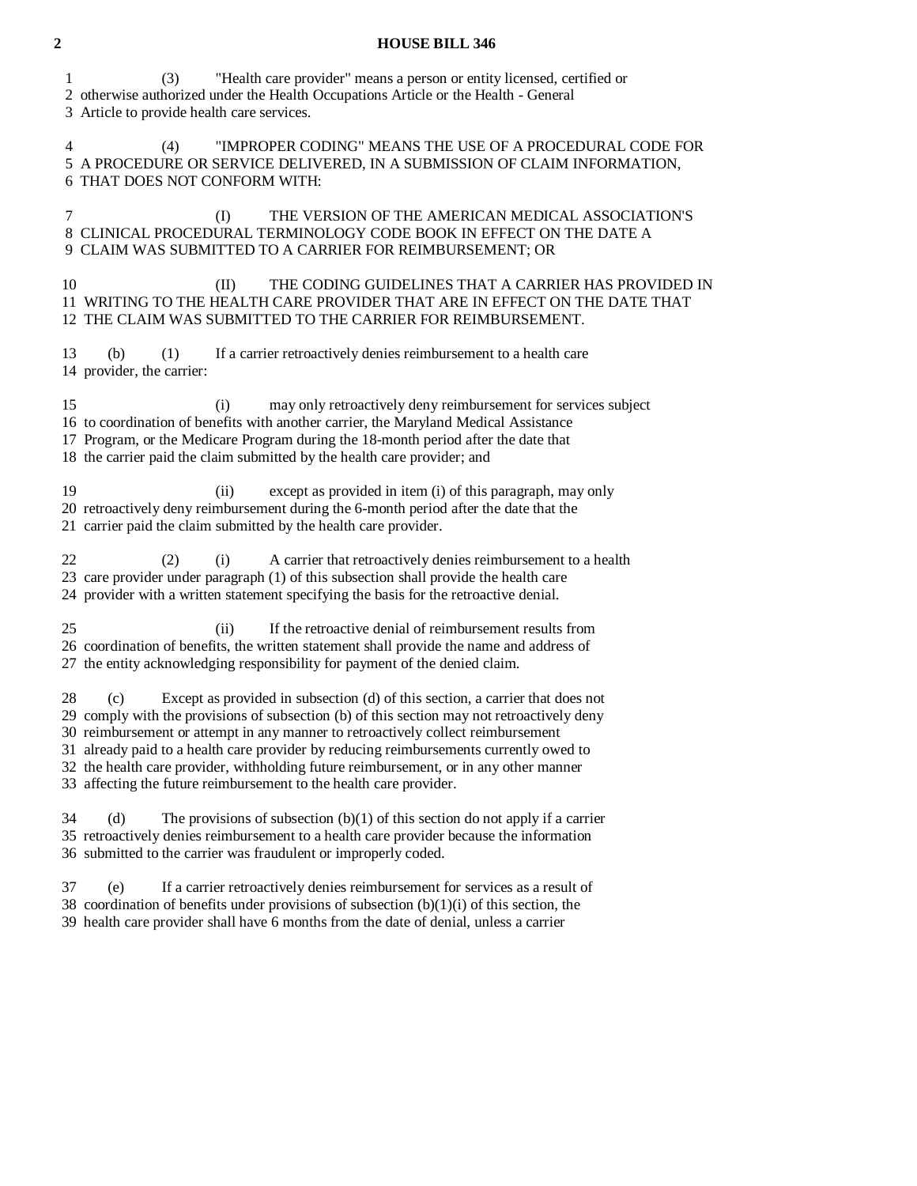(3) "Health care provider" means a person or entity licensed, certified or otherwise authorized under the Health Occupations Article or the Health - General Article to provide health care services.

(4) "IMPROPER CODING" MEANS THE USE OF A PROCEDURAL CODE FOR A PROCEDURE OR SERVICE DELIVERED, IN A SUBMISSION OF CLAIM INFORMATION, THAT DOES NOT CONFORM WITH:

(I) THE VERSION OF THE AMERICAN MEDICAL ASSOCIATION'S CLINICAL PROCEDURAL TERMINOLOGY CODE BOOK IN EFFECT ON THE DATE A CLAIM WAS SUBMITTED TO A CARRIER FOR REIMBURSEMENT; OR

(II) THE CODING GUIDELINES THAT A CARRIER HAS PROVIDED IN WRITING TO THE HEALTH CARE PROVIDER THAT ARE IN EFFECT ON THE DATE THAT THE CLAIM WAS SUBMITTED TO THE CARRIER FOR REIMBURSEMENT.

(b) (1) If a carrier retroactively denies reimbursement to a health care provider, the carrier:

(i) may only retroactively deny reimbursement for services subject to coordination of benefits with another carrier, the Maryland Medical Assistance Program, or the Medicare Program during the 18-month period after the date that the carrier paid the claim submitted by the health care provider; and

(ii) except as provided in item (i) of this paragraph, may only retroactively deny reimbursement during the 6-month period after the date that the carrier paid the claim submitted by the health care provider.

(2) (i) A carrier that retroactively denies reimbursement to a health care provider under paragraph (1) of this subsection shall provide the health care provider with a written statement specifying the basis for the retroactive denial.

(ii) If the retroactive denial of reimbursement results from coordination of benefits, the written statement shall provide the name and address of the entity acknowledging responsibility for payment of the denied claim.

(c) Except as provided in subsection (d) of this section, a carrier that does not comply with the provisions of subsection (b) of this section may not retroactively deny reimbursement or attempt in any manner to retroactively collect reimbursement already paid to a health care provider by reducing reimbursements currently owed to the health care provider, withholding future reimbursement, or in any other manner affecting the future reimbursement to the health care provider.

(d) The provisions of subsection (b)(1) of this section do not apply if a carrier retroactively denies reimbursement to a health care provider because the information submitted to the carrier was fraudulent or improperly coded.

(e) If a carrier retroactively denies reimbursement for services as a result of coordination of benefits under provisions of subsection (b)(1)(i) of this section, the health care provider shall have 6 months from the date of denial, unless a carrier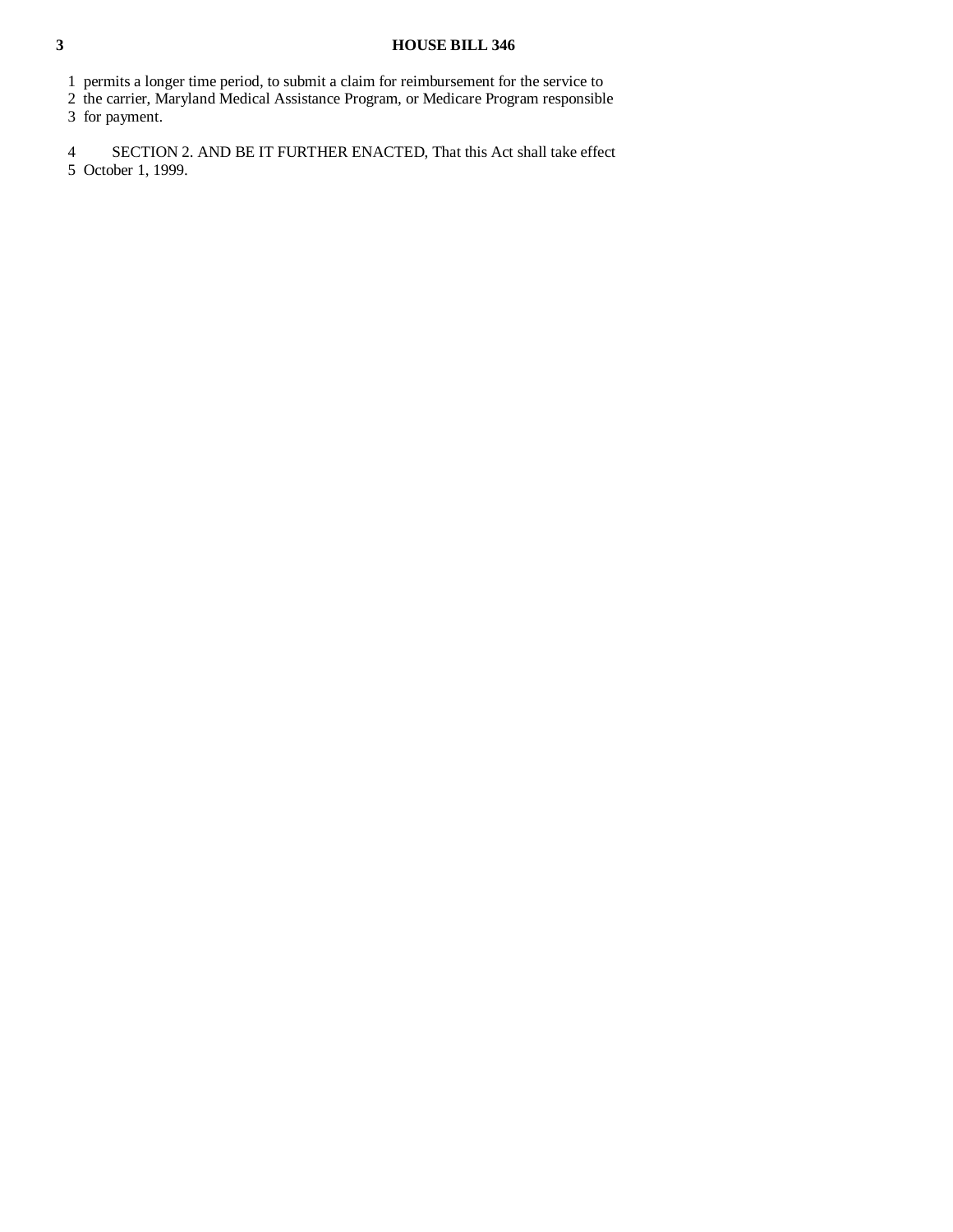permits a longer time period, to submit a claim for reimbursement for the service to the carrier, Maryland Medical Assistance Program, or Medicare Program responsible for payment.

SECTION 2. AND BE IT FURTHER ENACTED, That this Act shall take effect October 1, 1999.